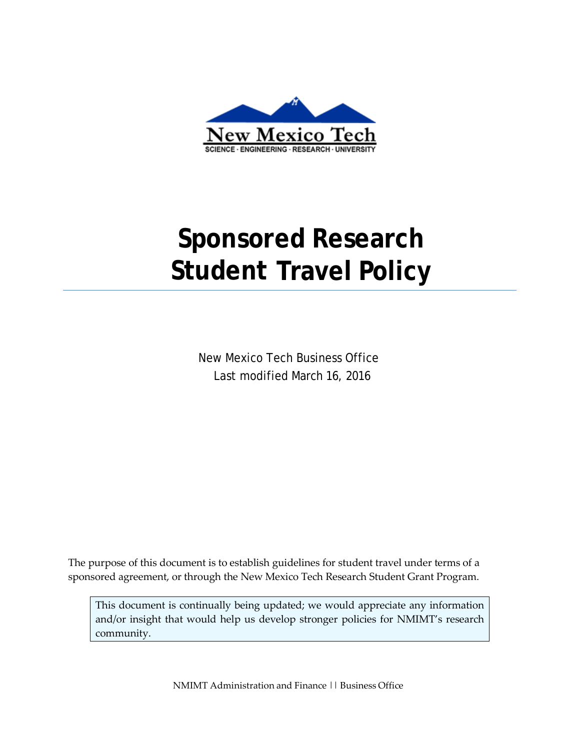New Mexico Tech

SCIENCE · ENGINEERING · RESEARCH · UNIVERSITY

# Sponsored Research Student Travel Policy

New Mexico Tech Business Office
Last modified March 16, 2016

The purpose of this document is to establish guidelines for student travel under terms of a sponsored agreement, or through the New Mexico Tech Research Student Grant Program.

> This document is continually being updated; we would appreciate any information and/or insight that would help us develop stronger policies for NMIMT's research community.

NMIMT Administration and Finance | | Business Office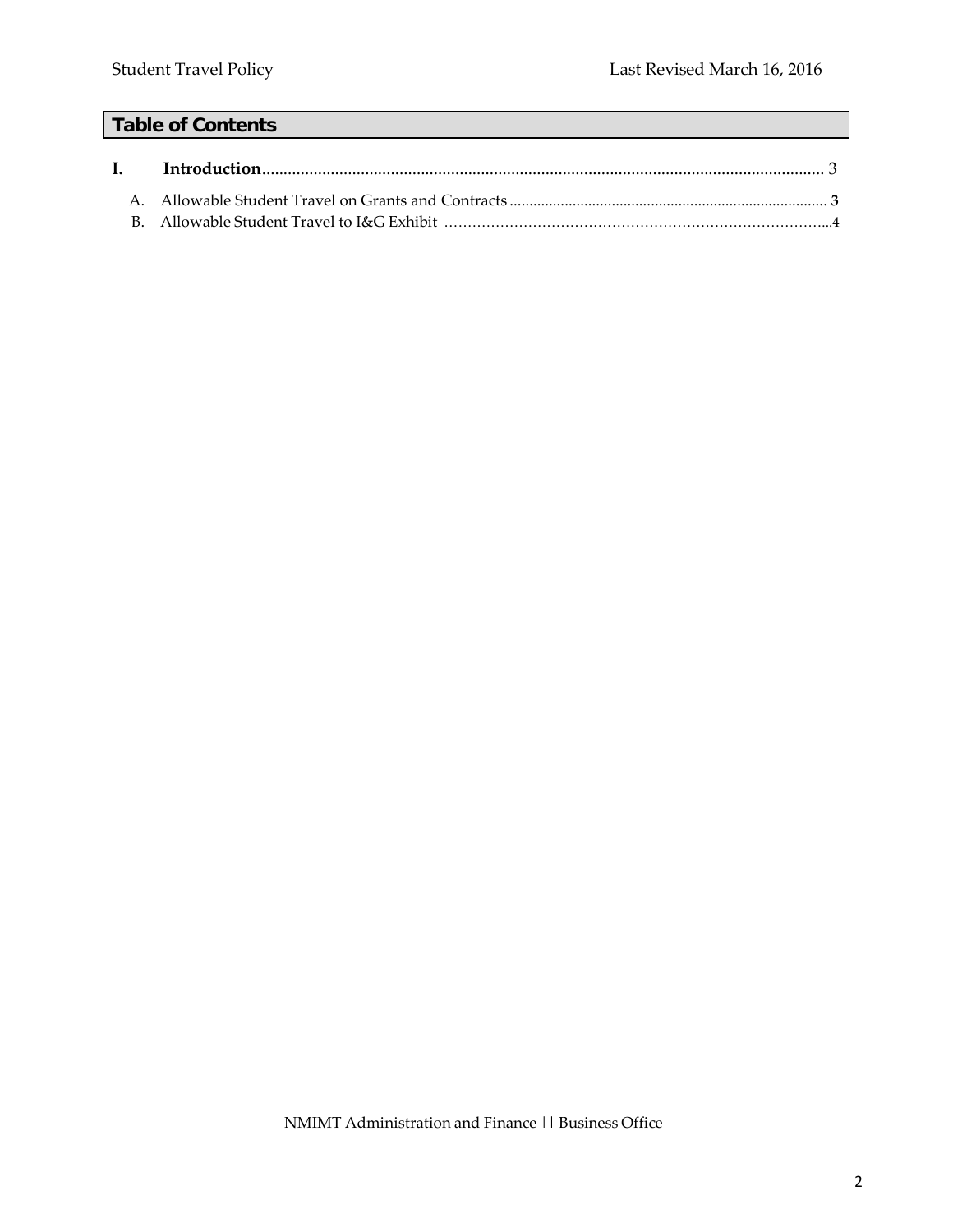## Table of Contents

**I. Introduction** .......................................................................................................................... 3

A. Allowable Student Travel on Grants and Contracts ................................................................................ **3**

B. Allowable Student Travel to I&G Exhibit ……………………………………………………………………...4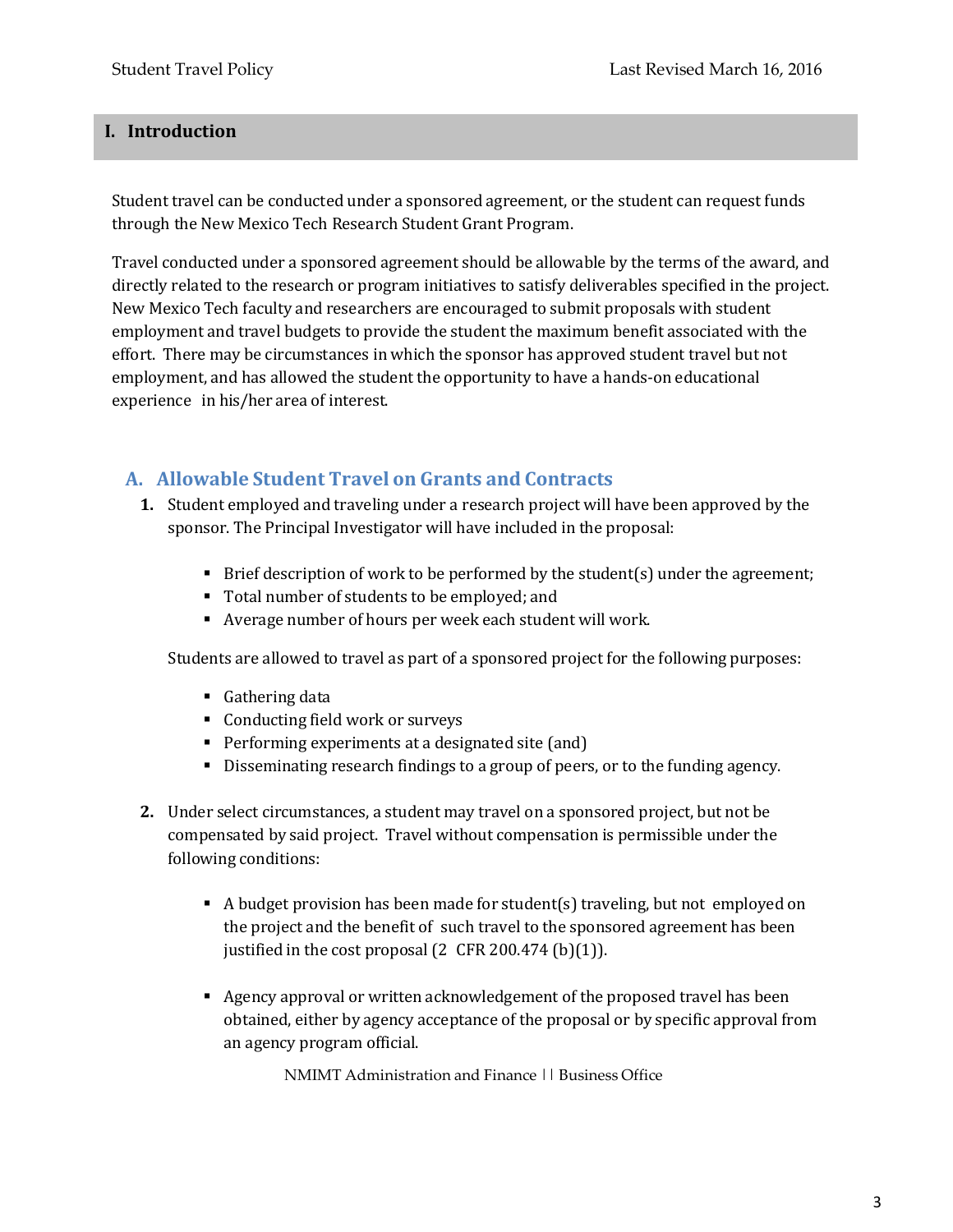## I. Introduction

Student travel can be conducted under a sponsored agreement, or the student can request funds through the New Mexico Tech Research Student Grant Program.

Travel conducted under a sponsored agreement should be allowable by the terms of the award, and directly related to the research or program initiatives to satisfy deliverables specified in the project. New Mexico Tech faculty and researchers are encouraged to submit proposals with student employment and travel budgets to provide the student the maximum benefit associated with the effort. There may be circumstances in which the sponsor has approved student travel but not employment, and has allowed the student the opportunity to have a hands-on educational experience in his/her area of interest.

### A. Allowable Student Travel on Grants and Contracts

1. Student employed and traveling under a research project will have been approved by the sponsor. The Principal Investigator will have included in the proposal:

   - Brief description of work to be performed by the student(s) under the agreement;
   - Total number of students to be employed; and
   - Average number of hours per week each student will work.

   Students are allowed to travel as part of a sponsored project for the following purposes:

   - Gathering data
   - Conducting field work or surveys
   - Performing experiments at a designated site (and)
   - Disseminating research findings to a group of peers, or to the funding agency.

2. Under select circumstances, a student may travel on a sponsored project, but not be compensated by said project. Travel without compensation is permissible under the following conditions:

   - A budget provision has been made for student(s) traveling, but not employed on the project and the benefit of such travel to the sponsored agreement has been justified in the cost proposal (2 CFR 200.474 (b)(1)).

   - Agency approval or written acknowledgement of the proposed travel has been obtained, either by agency acceptance of the proposal or by specific approval from an agency program official.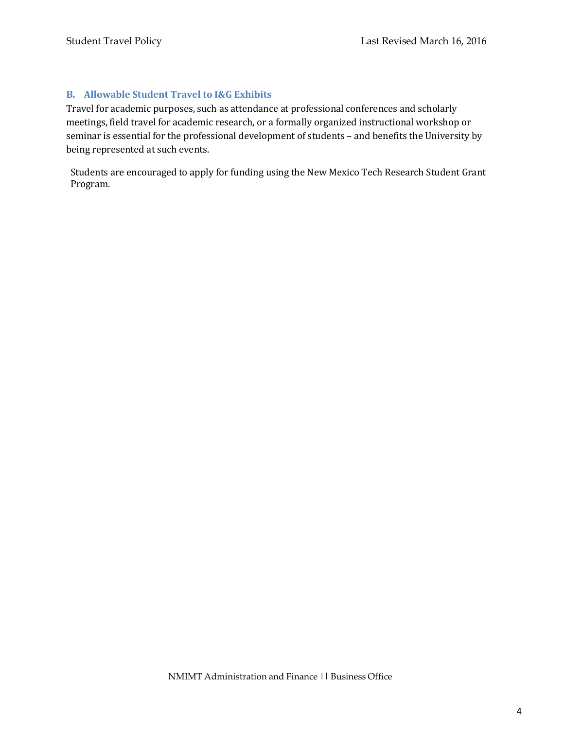### B. Allowable Student Travel to I&G Exhibits

Travel for academic purposes, such as attendance at professional conferences and scholarly meetings, field travel for academic research, or a formally organized instructional workshop or seminar is essential for the professional development of students – and benefits the University by being represented at such events.

Students are encouraged to apply for funding using the New Mexico Tech Research Student Grant Program.